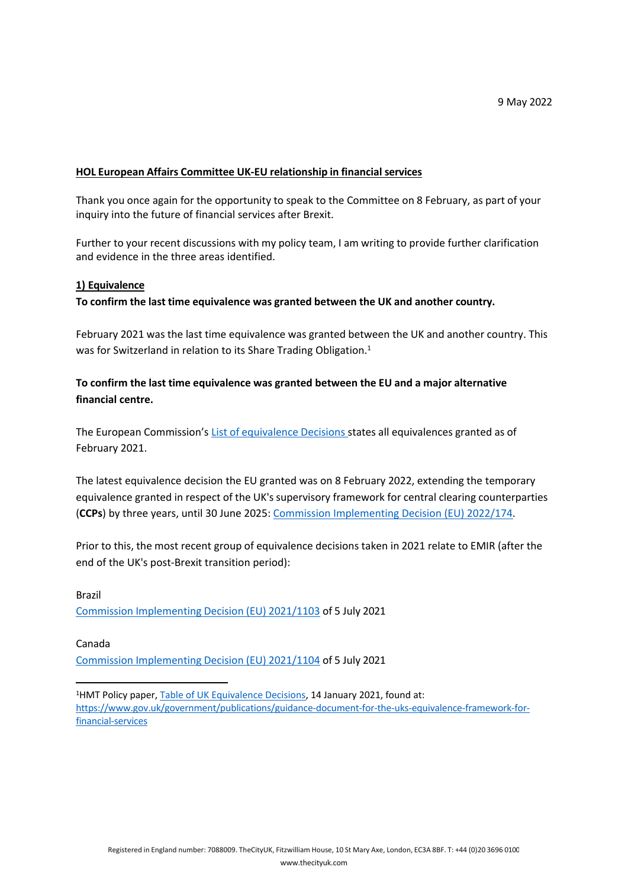9 May 2022

**HOL European Affairs Committee UK-EU relationship in financial services**

Thank you once again for the opportunity to speak to the Committee on 8 February, as part of your inquiry into the future of financial services after Brexit.

Further to your recent discussions with my policy team, I am writing to provide further clarification and evidence in the three areas identified.

## 1) Equivalence

**To confirm the last time equivalence was granted between the UK and another country.**

February 2021 was the last time equivalence was granted between the UK and another country. This was for Switzerland in relation to its Share Trading Obligation.[1]

**To confirm the last time equivalence was granted between the EU and a major alternative financial centre.**

The European Commission's List of equivalence Decisions states all equivalences granted as of February 2021.

The latest equivalence decision the EU granted was on 8 February 2022, extending the temporary equivalence granted in respect of the UK's supervisory framework for central clearing counterparties (**CCPs**) by three years, until 30 June 2025: Commission Implementing Decision (EU) 2022/174.

Prior to this, the most recent group of equivalence decisions taken in 2021 relate to EMIR (after the end of the UK's post-Brexit transition period):

Brazil
Commission Implementing Decision (EU) 2021/1103 of 5 July 2021

Canada
Commission Implementing Decision (EU) 2021/1104 of 5 July 2021

[1] HMT Policy paper, Table of UK Equivalence Decisions, 14 January 2021, found at: https://www.gov.uk/government/publications/guidance-document-for-the-uks-equivalence-framework-for-financial-services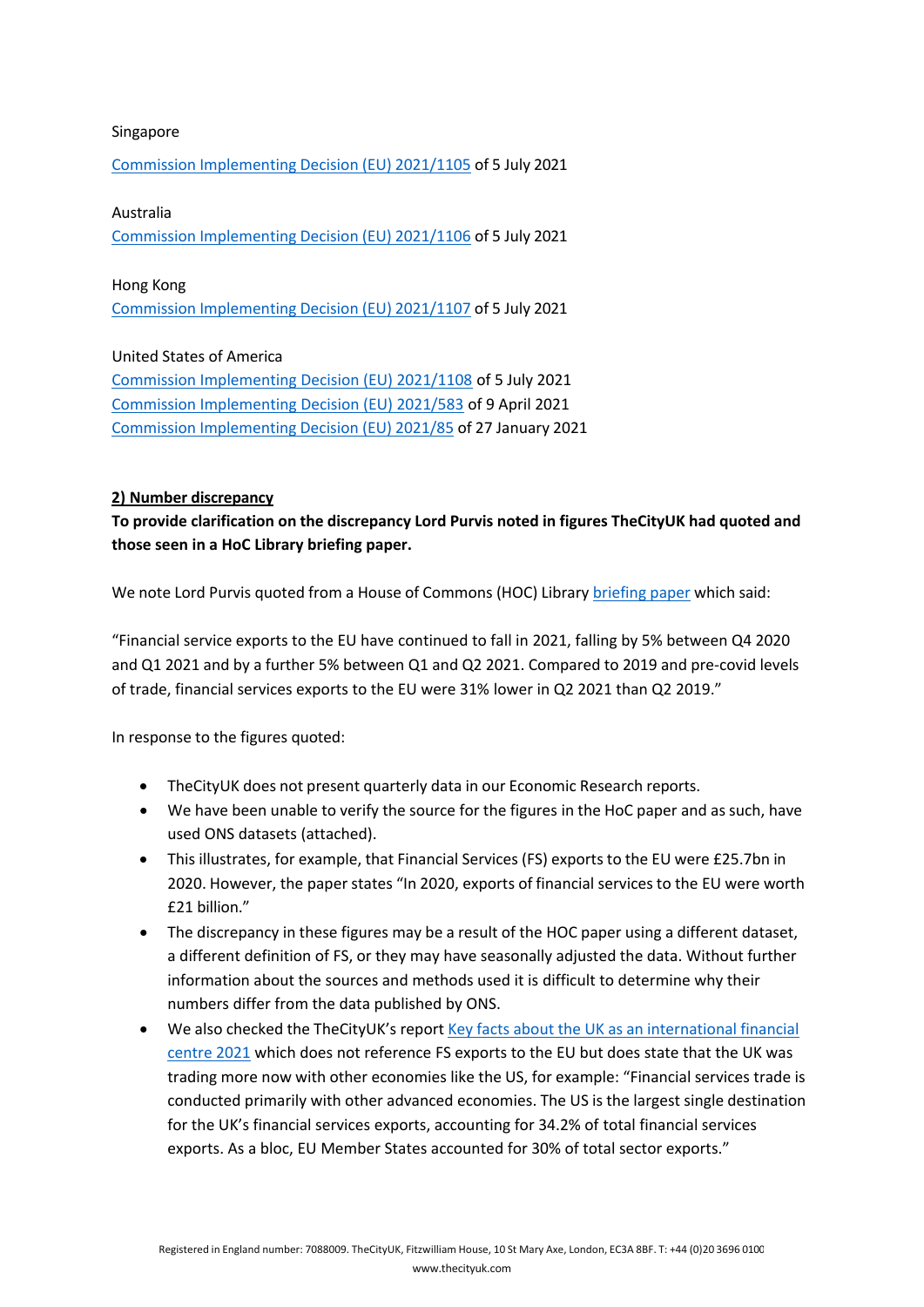Singapore

[Commission Implementing Decision (EU) 2021/1105] of 5 July 2021

Australia

[Commission Implementing Decision (EU) 2021/1106] of 5 July 2021

Hong Kong

[Commission Implementing Decision (EU) 2021/1107] of 5 July 2021

United States of America

[Commission Implementing Decision (EU) 2021/1108] of 5 July 2021
[Commission Implementing Decision (EU) 2021/583] of 9 April 2021
[Commission Implementing Decision (EU) 2021/85] of 27 January 2021

**2) Number discrepancy**

**To provide clarification on the discrepancy Lord Purvis noted in figures TheCityUK had quoted and those seen in a HoC Library briefing paper.**

We note Lord Purvis quoted from a House of Commons (HOC) Library briefing paper which said:

"Financial service exports to the EU have continued to fall in 2021, falling by 5% between Q4 2020 and Q1 2021 and by a further 5% between Q1 and Q2 2021. Compared to 2019 and pre-covid levels of trade, financial services exports to the EU were 31% lower in Q2 2021 than Q2 2019."

In response to the figures quoted:

- TheCityUK does not present quarterly data in our Economic Research reports.
- We have been unable to verify the source for the figures in the HoC paper and as such, have used ONS datasets (attached).
- This illustrates, for example, that Financial Services (FS) exports to the EU were £25.7bn in 2020. However, the paper states "In 2020, exports of financial services to the EU were worth £21 billion."
- The discrepancy in these figures may be a result of the HOC paper using a different dataset, a different definition of FS, or they may have seasonally adjusted the data. Without further information about the sources and methods used it is difficult to determine why their numbers differ from the data published by ONS.
- We also checked the TheCityUK's report Key facts about the UK as an international financial centre 2021 which does not reference FS exports to the EU but does state that the UK was trading more now with other economies like the US, for example: "Financial services trade is conducted primarily with other advanced economies. The US is the largest single destination for the UK's financial services exports, accounting for 34.2% of total financial services exports. As a bloc, EU Member States accounted for 30% of total sector exports."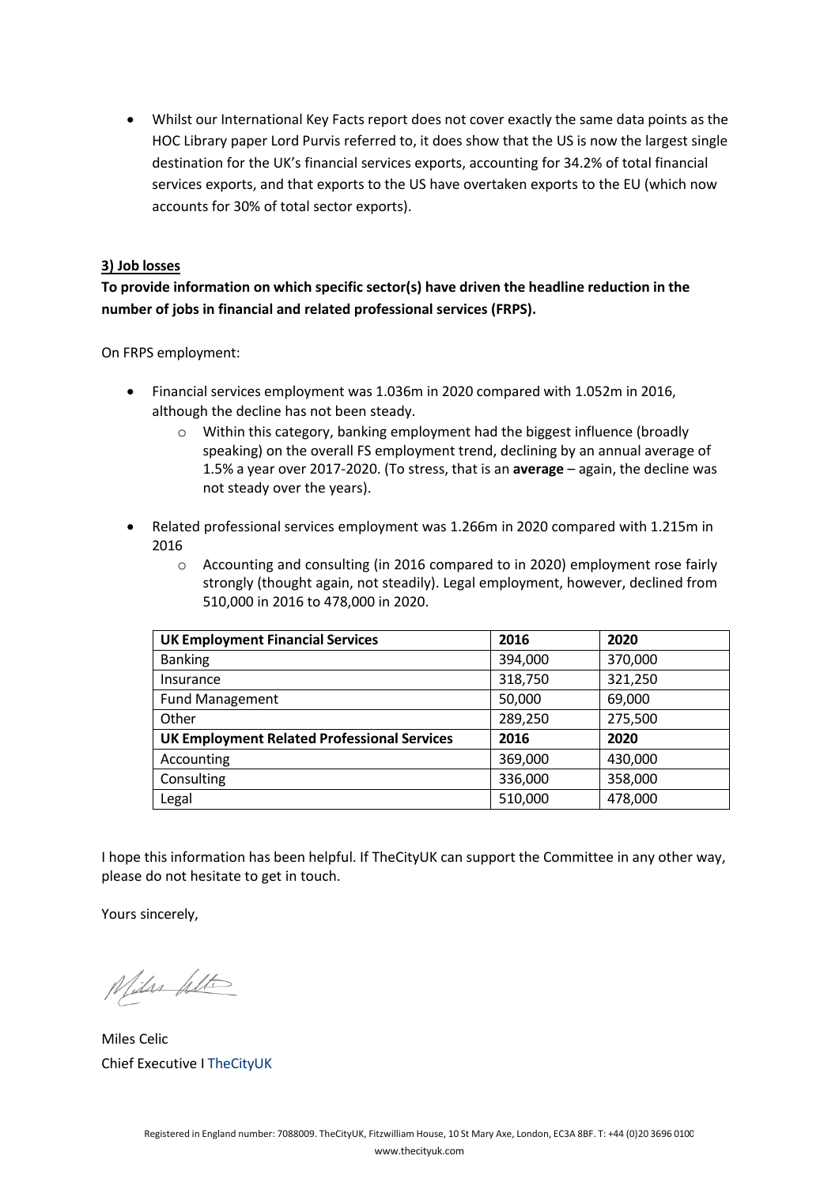- Whilst our International Key Facts report does not cover exactly the same data points as the HOC Library paper Lord Purvis referred to, it does show that the US is now the largest single destination for the UK's financial services exports, accounting for 34.2% of total financial services exports, and that exports to the US have overtaken exports to the EU (which now accounts for 30% of total sector exports).

**3) Job losses**

**To provide information on which specific sector(s) have driven the headline reduction in the number of jobs in financial and related professional services (FRPS).**

On FRPS employment:

- Financial services employment was 1.036m in 2020 compared with 1.052m in 2016, although the decline has not been steady.
  - Within this category, banking employment had the biggest influence (broadly speaking) on the overall FS employment trend, declining by an annual average of 1.5% a year over 2017-2020. (To stress, that is an **average** – again, the decline was not steady over the years).
- Related professional services employment was 1.266m in 2020 compared with 1.215m in 2016
  - Accounting and consulting (in 2016 compared to in 2020) employment rose fairly strongly (thought again, not steadily). Legal employment, however, declined from 510,000 in 2016 to 478,000 in 2020.

| **UK Employment Financial Services** | **2016** | **2020** |
|---|---|---|
| Banking | 394,000 | 370,000 |
| Insurance | 318,750 | 321,250 |
| Fund Management | 50,000 | 69,000 |
| Other | 289,250 | 275,500 |
| **UK Employment Related Professional Services** | **2016** | **2020** |
| Accounting | 369,000 | 430,000 |
| Consulting | 336,000 | 358,000 |
| Legal | 510,000 | 478,000 |

I hope this information has been helpful. If TheCityUK can support the Committee in any other way, please do not hesitate to get in touch.

Yours sincerely,

Miles Celic
Chief Executive I TheCityUK